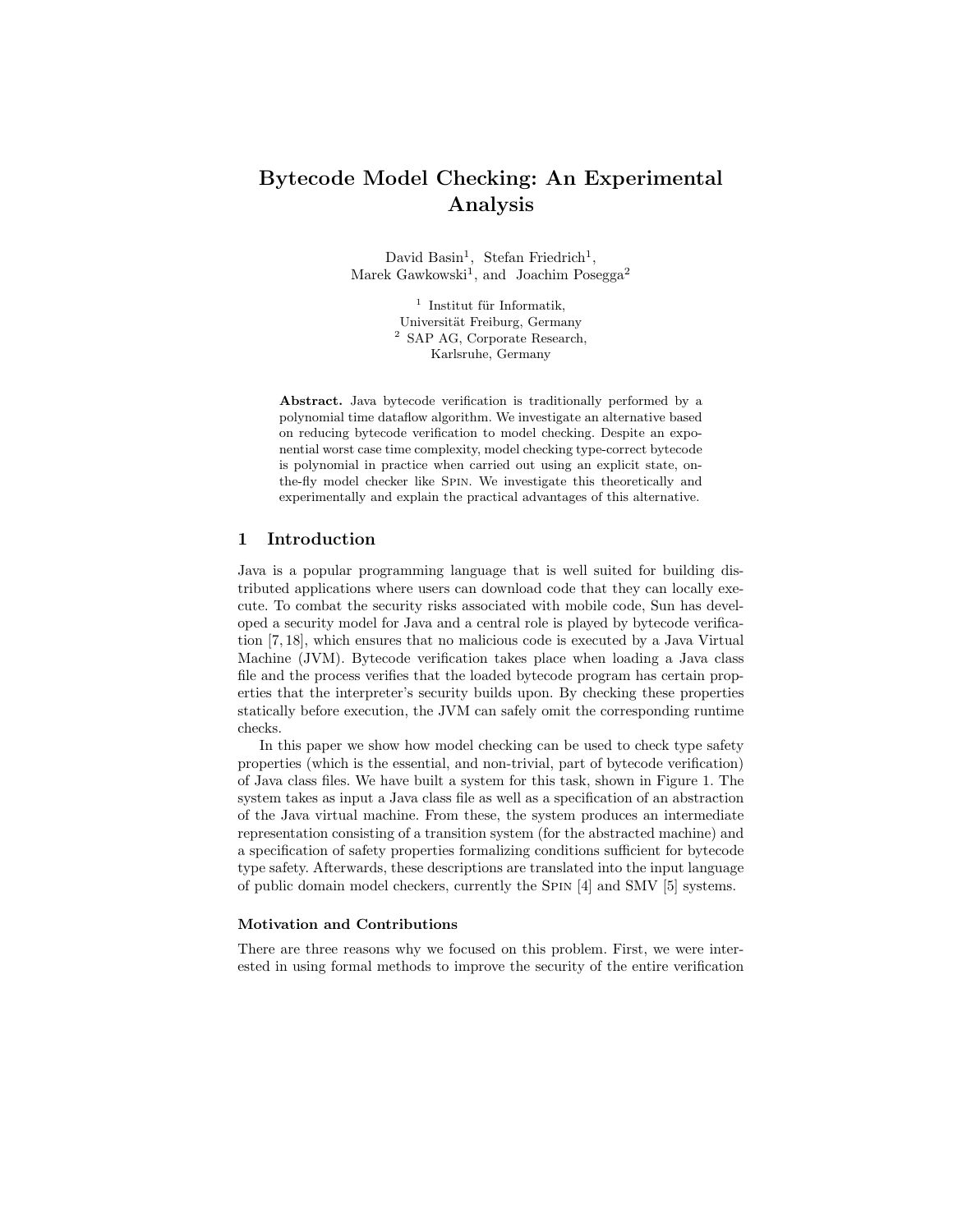// Bytecode Model Checking: An Experimental Analysis

David Basin[1], Stefan Friedrich[1], Marek Gawkowski[1], and Joachim Posegga[2]

[1] Institut für Informatik, Universität Freiburg, Germany
[2] SAP AG, Corporate Research, Karlsruhe, Germany

**Abstract.** Java bytecode verification is traditionally performed by a polynomial time dataflow algorithm. We investigate an alternative based on reducing bytecode verification to model checking. Despite an exponential worst case time complexity, model checking type-correct bytecode is polynomial in practice when carried out using an explicit state, on-the-fly model checker like Spin. We investigate this theoretically and experimentally and explain the practical advantages of this alternative.

## 1 Introduction

Java is a popular programming language that is well suited for building distributed applications where users can download code that they can locally execute. To combat the security risks associated with mobile code, Sun has developed a security model for Java and a central role is played by bytecode verification [7, 18], which ensures that no malicious code is executed by a Java Virtual Machine (JVM). Bytecode verification takes place when loading a Java class file and the process verifies that the loaded bytecode program has certain properties that the interpreter's security builds upon. By checking these properties statically before execution, the JVM can safely omit the corresponding runtime checks.

In this paper we show how model checking can be used to check type safety properties (which is the essential, and non-trivial, part of bytecode verification) of Java class files. We have built a system for this task, shown in Figure 1. The system takes as input a Java class file as well as a specification of an abstraction of the Java virtual machine. From these, the system produces an intermediate representation consisting of a transition system (for the abstracted machine) and a specification of safety properties formalizing conditions sufficient for bytecode type safety. Afterwards, these descriptions are translated into the input language of public domain model checkers, currently the Spin [4] and SMV [5] systems.

### Motivation and Contributions

There are three reasons why we focused on this problem. First, we were interested in using formal methods to improve the security of the entire verification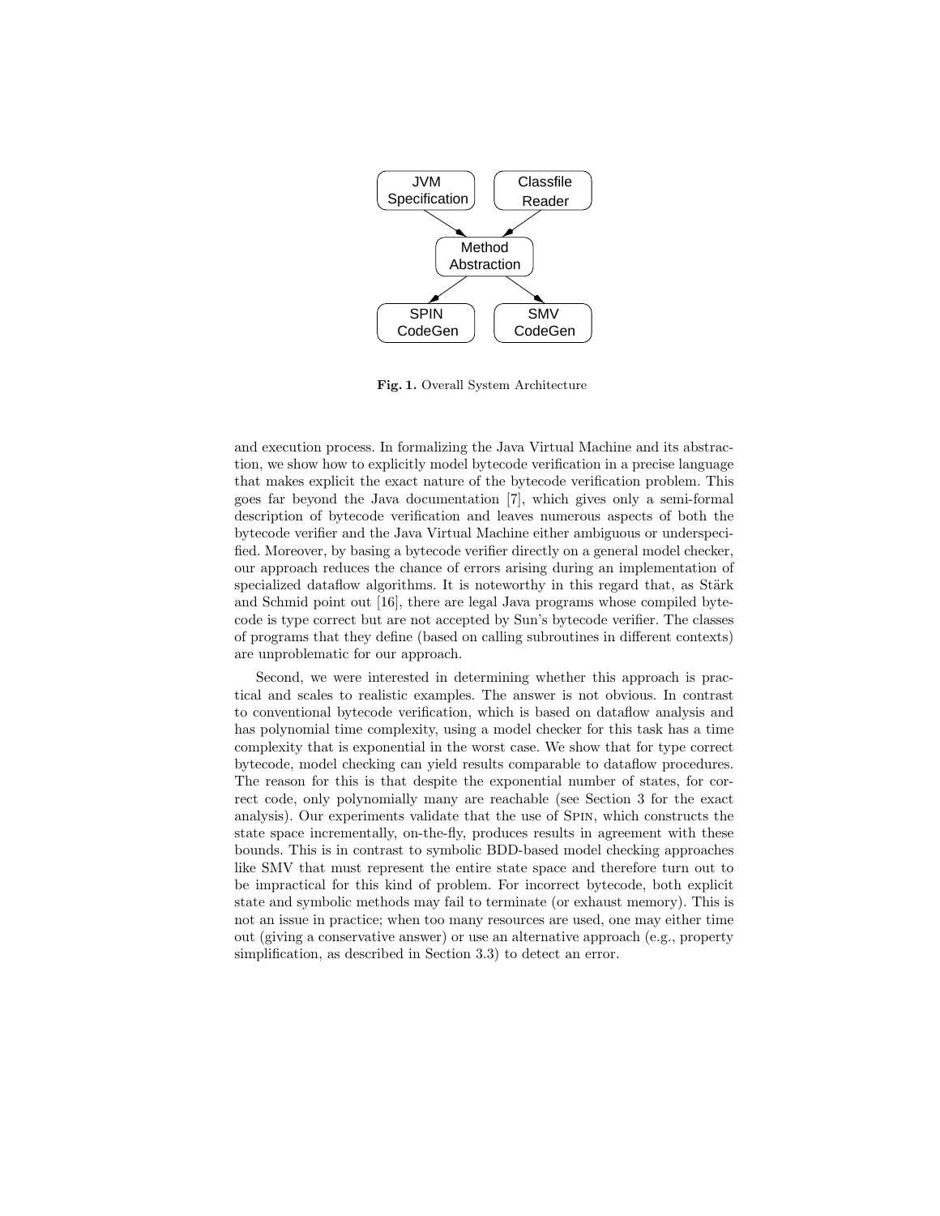JVM Specification

Classfile Reader

Method Abstraction

SPIN CodeGen

SMV CodeGen

**Fig. 1.** Overall System Architecture

and execution process. In formalizing the Java Virtual Machine and its abstraction, we show how to explicitly model bytecode verification in a precise language that makes explicit the exact nature of the bytecode verification problem. This goes far beyond the Java documentation [7], which gives only a semi-formal description of bytecode verification and leaves numerous aspects of both the bytecode verifier and the Java Virtual Machine either ambiguous or underspecified. Moreover, by basing a bytecode verifier directly on a general model checker, our approach reduces the chance of errors arising during an implementation of specialized dataflow algorithms. It is noteworthy in this regard that, as Stärk and Schmid point out [16], there are legal Java programs whose compiled bytecode is type correct but are not accepted by Sun's bytecode verifier. The classes of programs that they define (based on calling subroutines in different contexts) are unproblematic for our approach.

Second, we were interested in determining whether this approach is practical and scales to realistic examples. The answer is not obvious. In contrast to conventional bytecode verification, which is based on dataflow analysis and has polynomial time complexity, using a model checker for this task has a time complexity that is exponential in the worst case. We show that for type correct bytecode, model checking can yield results comparable to dataflow procedures. The reason for this is that despite the exponential number of states, for correct code, only polynomially many are reachable (see Section 3 for the exact analysis). Our experiments validate that the use of Spin, which constructs the state space incrementally, on-the-fly, produces results in agreement with these bounds. This is in contrast to symbolic BDD-based model checking approaches like SMV that must represent the entire state space and therefore turn out to be impractical for this kind of problem. For incorrect bytecode, both explicit state and symbolic methods may fail to terminate (or exhaust memory). This is not an issue in practice; when too many resources are used, one may either time out (giving a conservative answer) or use an alternative approach (e.g., property simplification, as described in Section 3.3) to detect an error.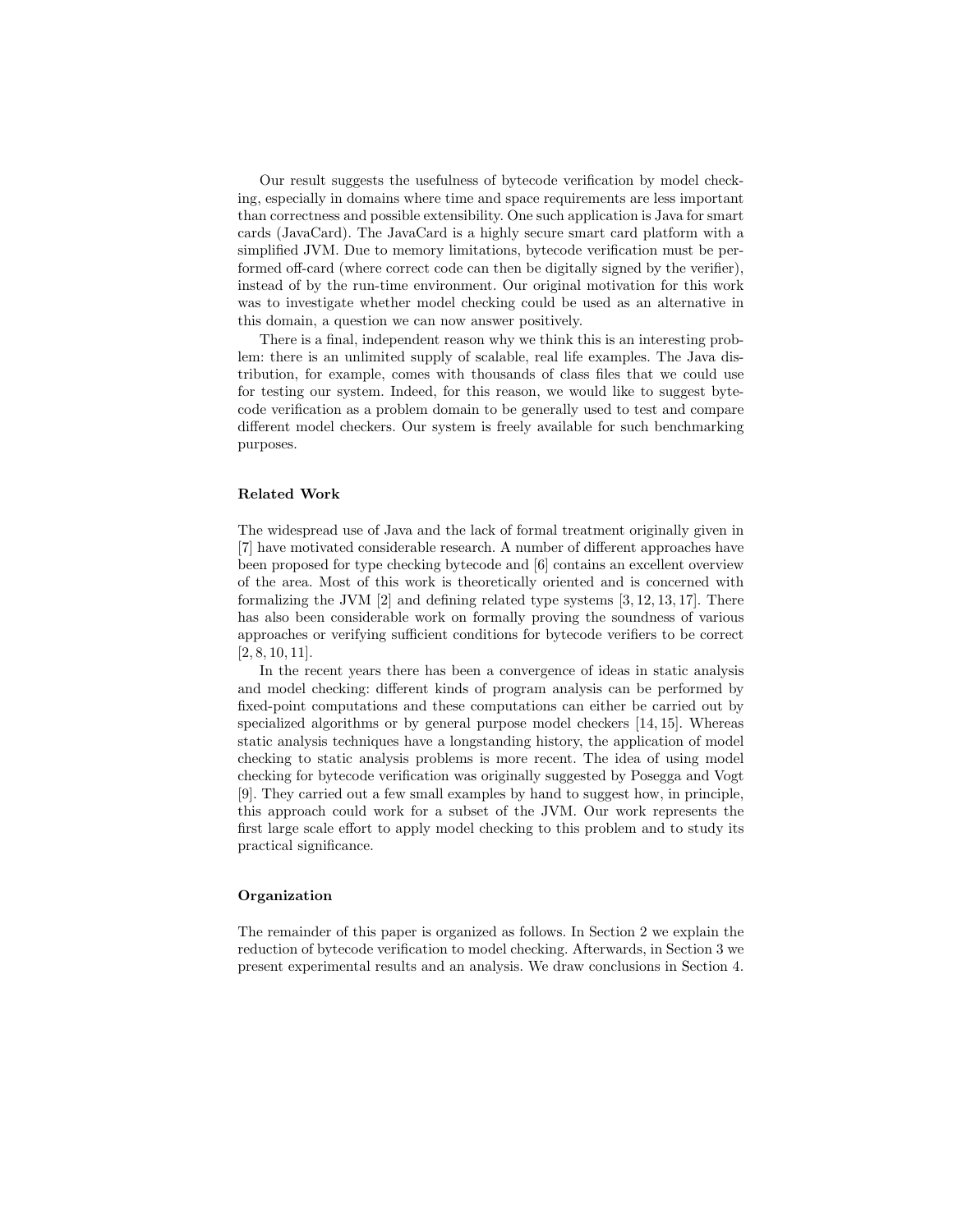Our result suggests the usefulness of bytecode verification by model checking, especially in domains where time and space requirements are less important than correctness and possible extensibility. One such application is Java for smart cards (JavaCard). The JavaCard is a highly secure smart card platform with a simplified JVM. Due to memory limitations, bytecode verification must be performed off-card (where correct code can then be digitally signed by the verifier), instead of by the run-time environment. Our original motivation for this work was to investigate whether model checking could be used as an alternative in this domain, a question we can now answer positively.

There is a final, independent reason why we think this is an interesting problem: there is an unlimited supply of scalable, real life examples. The Java distribution, for example, comes with thousands of class files that we could use for testing our system. Indeed, for this reason, we would like to suggest bytecode verification as a problem domain to be generally used to test and compare different model checkers. Our system is freely available for such benchmarking purposes.

#### Related Work

The widespread use of Java and the lack of formal treatment originally given in [7] have motivated considerable research. A number of different approaches have been proposed for type checking bytecode and [6] contains an excellent overview of the area. Most of this work is theoretically oriented and is concerned with formalizing the JVM [2] and defining related type systems [3, 12, 13, 17]. There has also been considerable work on formally proving the soundness of various approaches or verifying sufficient conditions for bytecode verifiers to be correct [2, 8, 10, 11].

In the recent years there has been a convergence of ideas in static analysis and model checking: different kinds of program analysis can be performed by fixed-point computations and these computations can either be carried out by specialized algorithms or by general purpose model checkers [14, 15]. Whereas static analysis techniques have a longstanding history, the application of model checking to static analysis problems is more recent. The idea of using model checking for bytecode verification was originally suggested by Posegga and Vogt [9]. They carried out a few small examples by hand to suggest how, in principle, this approach could work for a subset of the JVM. Our work represents the first large scale effort to apply model checking to this problem and to study its practical significance.

#### Organization

The remainder of this paper is organized as follows. In Section 2 we explain the reduction of bytecode verification to model checking. Afterwards, in Section 3 we present experimental results and an analysis. We draw conclusions in Section 4.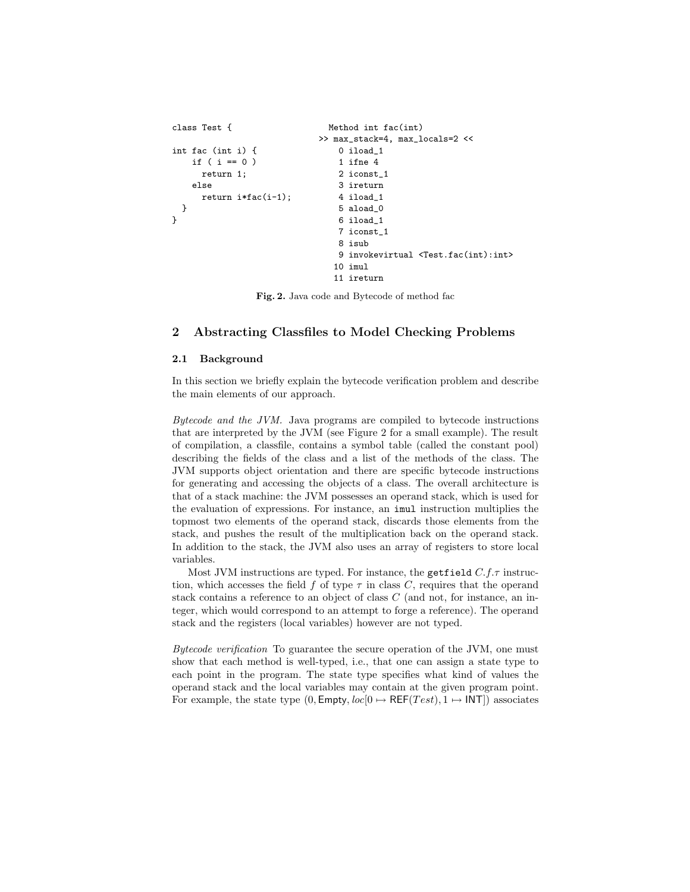```
class Test {

int fac (int i) {
    if ( i == 0 )
      return 1;
    else
      return i*fac(i-1);
  }
}
```

```
  Method int fac(int)
>> max_stack=4, max_locals=2 <<
   0 iload_1
   1 ifne 4
   2 iconst_1
   3 ireturn
   4 iload_1
   5 aload_0
   6 iload_1
   7 iconst_1
   8 isub
   9 invokevirtual <Test.fac(int):int>
  10 imul
  11 ireturn
```

**Fig. 2.** Java code and Bytecode of method fac

## 2 Abstracting Classfiles to Model Checking Problems

### 2.1 Background

In this section we briefly explain the bytecode verification problem and describe the main elements of our approach.

*Bytecode and the JVM.* Java programs are compiled to bytecode instructions that are interpreted by the JVM (see Figure 2 for a small example). The result of compilation, a classfile, contains a symbol table (called the constant pool) describing the fields of the class and a list of the methods of the class. The JVM supports object orientation and there are specific bytecode instructions for generating and accessing the objects of a class. The overall architecture is that of a stack machine: the JVM possesses an operand stack, which is used for the evaluation of expressions. For instance, an `imul` instruction multiplies the topmost two elements of the operand stack, discards those elements from the stack, and pushes the result of the multiplication back on the operand stack. In addition to the stack, the JVM also uses an array of registers to store local variables.

Most JVM instructions are typed. For instance, the `getfield` $C.f.\tau$ instruction, which accesses the field $f$ of type $\tau$ in class $C$, requires that the operand stack contains a reference to an object of class $C$ (and not, for instance, an integer, which would correspond to an attempt to forge a reference). The operand stack and the registers (local variables) however are not typed.

*Bytecode verification* To guarantee the secure operation of the JVM, one must show that each method is well-typed, i.e., that one can assign a state type to each point in the program. The state type specifies what kind of values the operand stack and the local variables may contain at the given program point. For example, the state type $(0, \mathsf{Empty}, loc[0 \mapsto \mathsf{REF}(Test), 1 \mapsto \mathsf{INT}])$ associates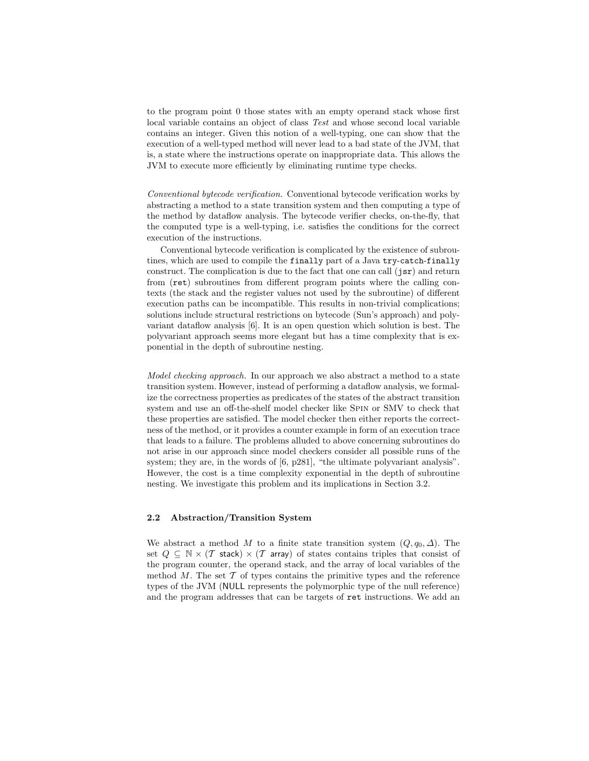to the program point 0 those states with an empty operand stack whose first local variable contains an object of class *Test* and whose second local variable contains an integer. Given this notion of a well-typing, one can show that the execution of a well-typed method will never lead to a bad state of the JVM, that is, a state where the instructions operate on inappropriate data. This allows the JVM to execute more efficiently by eliminating runtime type checks.

*Conventional bytecode verification.* Conventional bytecode verification works by abstracting a method to a state transition system and then computing a type of the method by dataflow analysis. The bytecode verifier checks, on-the-fly, that the computed type is a well-typing, i.e. satisfies the conditions for the correct execution of the instructions.

Conventional bytecode verification is complicated by the existence of subroutines, which are used to compile the `finally` part of a Java `try`-`catch`-`finally` construct. The complication is due to the fact that one can call (`jsr`) and return from (`ret`) subroutines from different program points where the calling contexts (the stack and the register values not used by the subroutine) of different execution paths can be incompatible. This results in non-trivial complications; solutions include structural restrictions on bytecode (Sun's approach) and polyvariant dataflow analysis [6]. It is an open question which solution is best. The polyvariant approach seems more elegant but has a time complexity that is exponential in the depth of subroutine nesting.

*Model checking approach.* In our approach we also abstract a method to a state transition system. However, instead of performing a dataflow analysis, we formalize the correctness properties as predicates of the states of the abstract transition system and use an off-the-shelf model checker like Spin or SMV to check that these properties are satisfied. The model checker then either reports the correctness of the method, or it provides a counter example in form of an execution trace that leads to a failure. The problems alluded to above concerning subroutines do not arise in our approach since model checkers consider all possible runs of the system; they are, in the words of [6, p281], "the ultimate polyvariant analysis". However, the cost is a time complexity exponential in the depth of subroutine nesting. We investigate this problem and its implications in Section 3.2.

### 2.2 Abstraction/Transition System

We abstract a method $M$ to a finite state transition system $(Q, q_0, \Delta)$. The set $Q \subseteq \mathbb{N} \times (\mathcal{T}\ \mathsf{stack}) \times (\mathcal{T}\ \mathsf{array})$ of states contains triples that consist of the program counter, the operand stack, and the array of local variables of the method $M$. The set $\mathcal{T}$ of types contains the primitive types and the reference types of the JVM (NULL represents the polymorphic type of the null reference) and the program addresses that can be targets of `ret` instructions. We add an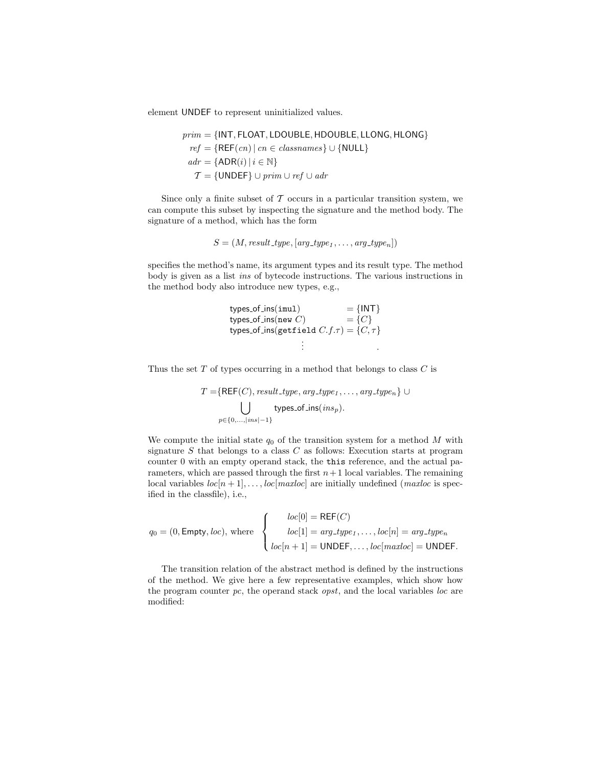element UNDEF to represent uninitialized values.

$$
\begin{aligned}
prim &= \{\mathsf{INT}, \mathsf{FLOAT}, \mathsf{LDOUBLE}, \mathsf{HDOUBLE}, \mathsf{LLONG}, \mathsf{HLONG}\} \\
ref &= \{\mathsf{REF}(cn) \mid cn \in \mathit{classnames}\} \cup \{\mathsf{NULL}\} \\
adr &= \{\mathsf{ADR}(i) \mid i \in \mathbb{N}\} \\
\mathcal{T} &= \{\mathsf{UNDEF}\} \cup prim \cup ref \cup adr
\end{aligned}
$$

Since only a finite subset of $\mathcal{T}$ occurs in a particular transition system, we can compute this subset by inspecting the signature and the method body. The signature of a method, which has the form

$$
S = (M, result\_type, [arg\_type_1, \ldots, arg\_type_n])
$$

specifies the method's name, its argument types and its result type. The method body is given as a list *ins* of bytecode instructions. The various instructions in the method body also introduce new types, e.g.,

$$
\begin{aligned}
&\mathsf{types\_of\_ins}(\mathtt{imul}) &&= \{\mathsf{INT}\} \\
&\mathsf{types\_of\_ins}(\mathtt{new}\ C) &&= \{C\} \\
&\mathsf{types\_of\_ins}(\mathtt{getfield}\ C.f.\tau) &&= \{C, \tau\} \\
&\qquad\qquad\vdots &&\qquad\qquad .
\end{aligned}
$$

Thus the set $T$ of types occurring in a method that belongs to class $C$ is

$$
\begin{aligned}
T = &\{\mathsf{REF}(C), result\_type, arg\_type_1, \ldots, arg\_type_n\} \cup \\
&\bigcup_{p \in \{0, \ldots, |ins|-1\}} \mathsf{types\_of\_ins}(ins_p).
\end{aligned}
$$

We compute the initial state $q_0$ of the transition system for a method $M$ with signature $S$ that belongs to a class $C$ as follows: Execution starts at program counter 0 with an empty operand stack, the `this` reference, and the actual parameters, which are passed through the first $n+1$ local variables. The remaining local variables $loc[n+1], \ldots, loc[maxloc]$ are initially undefined ($maxloc$ is specified in the classfile), i.e.,

$$
q_0 = (0, \mathsf{Empty}, loc), \text{ where } \left\{
\begin{array}{c}
loc[0] = \mathsf{REF}(C) \\
loc[1] = arg\_type_1, \ldots, loc[n] = arg\_type_n \\
loc[n+1] = \mathsf{UNDEF}, \ldots, loc[maxloc] = \mathsf{UNDEF}.
\end{array}
\right.
$$

The transition relation of the abstract method is defined by the instructions of the method. We give here a few representative examples, which show how the program counter $pc$, the operand stack $opst$, and the local variables $loc$ are modified: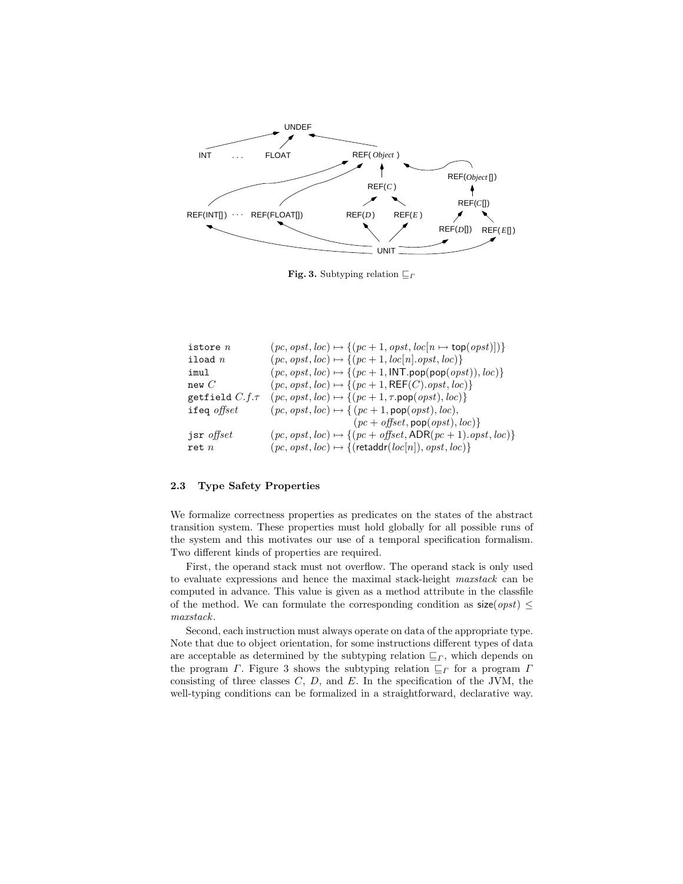Fig. 3. Subtyping relation $\sqsubseteq_\Gamma$

| | |
|---|---|
| `istore` $n$ | $(pc, opst, loc) \mapsto \{(pc+1, opst, loc[n \mapsto \mathsf{top}(opst)])\}$ |
| `iload` $n$ | $(pc, opst, loc) \mapsto \{(pc+1, loc[n].opst, loc)\}$ |
| `imul` | $(pc, opst, loc) \mapsto \{(pc+1, \mathsf{INT}.\mathsf{pop}(\mathsf{pop}(opst)), loc)\}$ |
| `new` $C$ | $(pc, opst, loc) \mapsto \{(pc+1, \mathsf{REF}(C).opst, loc)\}$ |
| `getfield` $C.f.\tau$ | $(pc, opst, loc) \mapsto \{(pc+1, \tau.\mathsf{pop}(opst), loc)\}$ |
| `ifeq` *offset* | $(pc, opst, loc) \mapsto \{ (pc+1, \mathsf{pop}(opst), loc), (pc + \mathit{offset}, \mathsf{pop}(opst), loc)\}$ |
| `jsr` *offset* | $(pc, opst, loc) \mapsto \{(pc + \mathit{offset}, \mathsf{ADR}(pc+1).opst, loc)\}$ |
| `ret` $n$ | $(pc, opst, loc) \mapsto \{(\mathsf{retaddr}(loc[n]), opst, loc)\}$ |

### 2.3 Type Safety Properties

We formalize correctness properties as predicates on the states of the abstract transition system. These properties must hold globally for all possible runs of the system and this motivates our use of a temporal specification formalism. Two different kinds of properties are required.

First, the operand stack must not overflow. The operand stack is only used to evaluate expressions and hence the maximal stack-height *maxstack* can be computed in advance. This value is given as a method attribute in the classfile of the method. We can formulate the corresponding condition as $\mathsf{size}(opst) \leq maxstack$.

Second, each instruction must always operate on data of the appropriate type. Note that due to object orientation, for some instructions different types of data are acceptable as determined by the subtyping relation $\sqsubseteq_\Gamma$, which depends on the program $\Gamma$. Figure 3 shows the subtyping relation $\sqsubseteq_\Gamma$ for a program $\Gamma$ consisting of three classes $C$, $D$, and $E$. In the specification of the JVM, the well-typing conditions can be formalized in a straightforward, declarative way.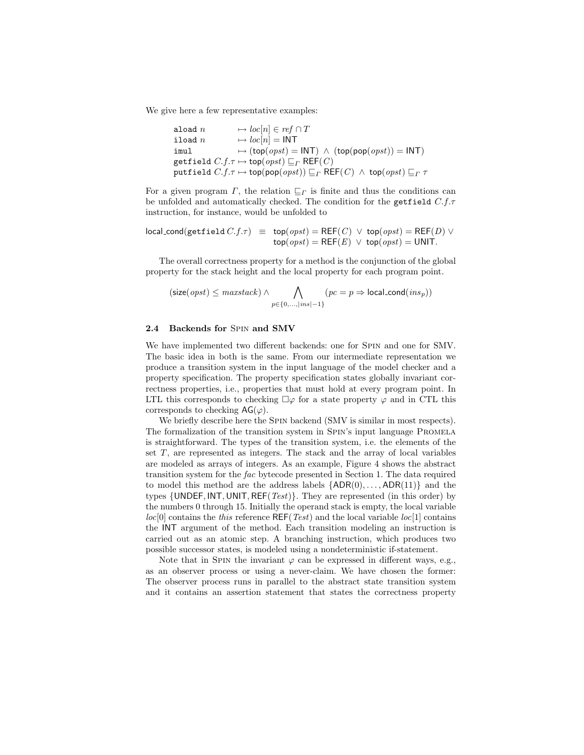We give here a few representative examples:

$$
\begin{array}{ll}
\texttt{aload}\ n & \mapsto loc[n] \in ref \cap T \\
\texttt{iload}\ n & \mapsto loc[n] = \mathsf{INT} \\
\texttt{imul} & \mapsto (\mathsf{top}(opst) = \mathsf{INT}) \ \wedge \ (\mathsf{top}(\mathsf{pop}(opst)) = \mathsf{INT}) \\
\texttt{getfield}\ C.f.\tau & \mapsto \mathsf{top}(opst) \sqsubseteq_\Gamma \mathsf{REF}(C) \\
\texttt{putfield}\ C.f.\tau & \mapsto \mathsf{top}(\mathsf{pop}(opst)) \sqsubseteq_\Gamma \mathsf{REF}(C) \ \wedge \ \mathsf{top}(opst) \sqsubseteq_\Gamma \tau
\end{array}
$$

For a given program $\Gamma$, the relation $\sqsubseteq_\Gamma$ is finite and thus the conditions can be unfolded and automatically checked. The condition for the `getfield` $C.f.\tau$ instruction, for instance, would be unfolded to

$$
\begin{array}{rcl}
\mathsf{local\_cond}(\texttt{getfield}\ C.f.\tau) & \equiv & \mathsf{top}(opst) = \mathsf{REF}(C) \ \vee \ \mathsf{top}(opst) = \mathsf{REF}(D) \ \vee \\
 & & \mathsf{top}(opst) = \mathsf{REF}(E) \ \vee \ \mathsf{top}(opst) = \mathsf{UNIT}.
\end{array}
$$

The overall correctness property for a method is the conjunction of the global property for the stack height and the local property for each program point.

$$
(\mathsf{size}(opst) \leq maxstack) \wedge \bigwedge_{p \in \{0,\ldots,|ins|-1\}} (pc = p \Rightarrow \mathsf{local\_cond}(ins_p))
$$

### 2.4 Backends for Spin and SMV

We have implemented two different backends: one for Spin and one for SMV. The basic idea in both is the same. From our intermediate representation we produce a transition system in the input language of the model checker and a property specification. The property specification states globally invariant correctness properties, i.e., properties that must hold at every program point. In LTL this corresponds to checking $\Box\varphi$ for a state property $\varphi$ and in CTL this corresponds to checking $\mathsf{AG}(\varphi)$.

We briefly describe here the Spin backend (SMV is similar in most respects). The formalization of the transition system in Spin's input language Promela is straightforward. The types of the transition system, i.e. the elements of the set $T$, are represented as integers. The stack and the array of local variables are modeled as arrays of integers. As an example, Figure 4 shows the abstract transition system for the *fac* bytecode presented in Section 1. The data required to model this method are the address labels $\{\mathsf{ADR}(0),\ldots,\mathsf{ADR}(11)\}$ and the types $\{\mathsf{UNDEF},\mathsf{INT},\mathsf{UNIT},\mathsf{REF}(\mathit{Test})\}$. They are represented (in this order) by the numbers 0 through 15. Initially the operand stack is empty, the local variable $loc[0]$ contains the *this* reference $\mathsf{REF}(\mathit{Test})$ and the local variable $loc[1]$ contains the $\mathsf{INT}$ argument of the method. Each transition modeling an instruction is carried out as an atomic step. A branching instruction, which produces two possible successor states, is modeled using a nondeterministic if-statement.

Note that in Spin the invariant $\varphi$ can be expressed in different ways, e.g., as an observer process or using a never-claim. We have chosen the former: The observer process runs in parallel to the abstract state transition system and it contains an assertion statement that states the correctness property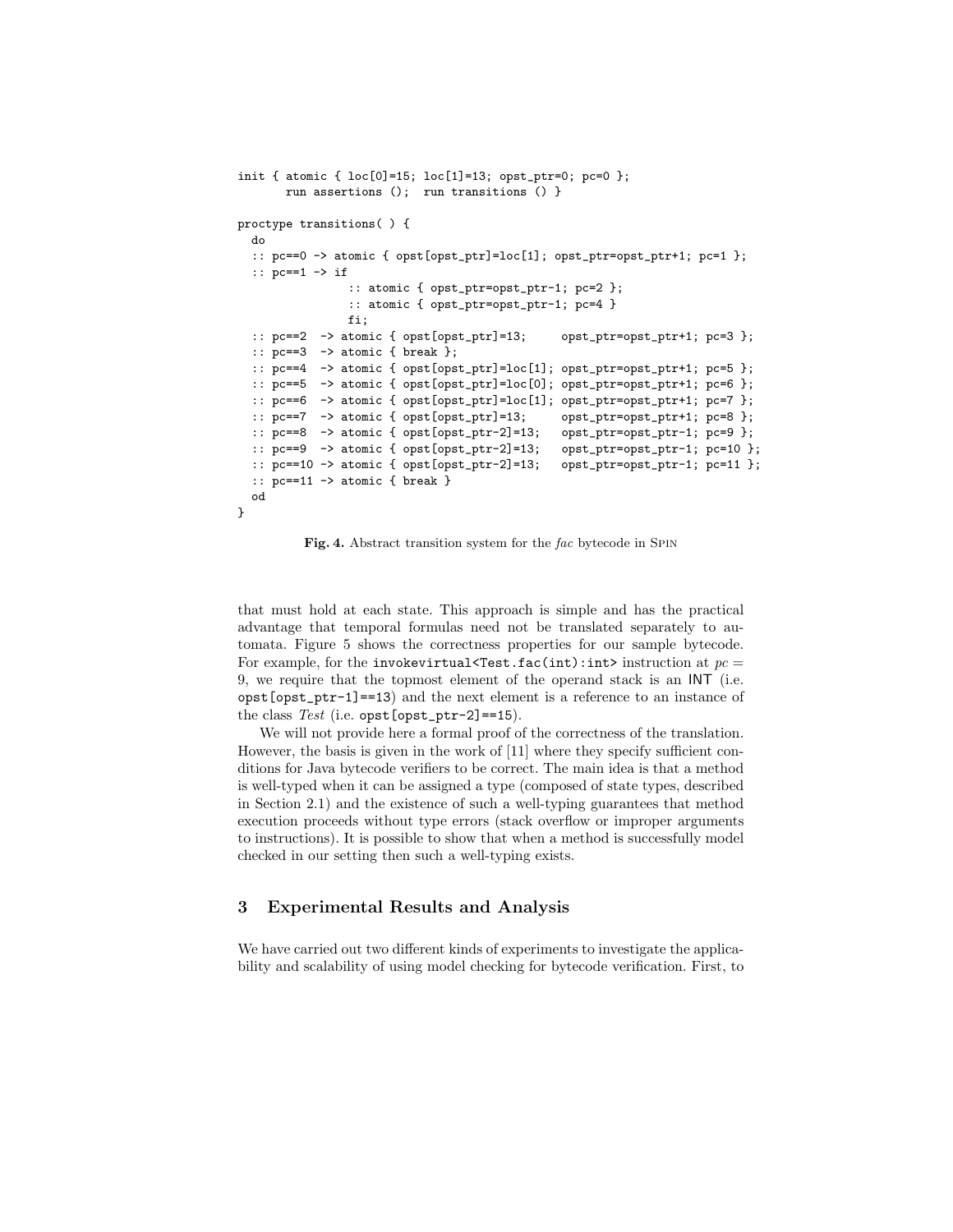```
init { atomic { loc[0]=15; loc[1]=13; opst_ptr=0; pc=0 };
       run assertions ();  run transitions () }

proctype transitions( ) {
  do
  :: pc==0 -> atomic { opst[opst_ptr]=loc[1]; opst_ptr=opst_ptr+1; pc=1 };
  :: pc==1 -> if
              :: atomic { opst_ptr=opst_ptr-1; pc=2 };
              :: atomic { opst_ptr=opst_ptr-1; pc=4 }
              fi;
  :: pc==2  -> atomic { opst[opst_ptr]=13;     opst_ptr=opst_ptr+1; pc=3 };
  :: pc==3  -> atomic { break };
  :: pc==4  -> atomic { opst[opst_ptr]=loc[1]; opst_ptr=opst_ptr+1; pc=5 };
  :: pc==5  -> atomic { opst[opst_ptr]=loc[0]; opst_ptr=opst_ptr+1; pc=6 };
  :: pc==6  -> atomic { opst[opst_ptr]=loc[1]; opst_ptr=opst_ptr+1; pc=7 };
  :: pc==7  -> atomic { opst[opst_ptr]=13;     opst_ptr=opst_ptr+1; pc=8 };
  :: pc==8  -> atomic { opst[opst_ptr-2]=13;   opst_ptr=opst_ptr-1; pc=9 };
  :: pc==9  -> atomic { opst[opst_ptr-2]=13;   opst_ptr=opst_ptr-1; pc=10 };
  :: pc==10 -> atomic { opst[opst_ptr-2]=13;   opst_ptr=opst_ptr-1; pc=11 };
  :: pc==11 -> atomic { break }
  od
}
```

**Fig. 4.** Abstract transition system for the *fac* bytecode in SPIN

that must hold at each state. This approach is simple and has the practical advantage that temporal formulas need not be translated separately to automata. Figure 5 shows the correctness properties for our sample bytecode. For example, for the `invokevirtual<Test.fac(int):int>` instruction at $pc = 9$, we require that the topmost element of the operand stack is an INT (i.e. `opst[opst_ptr-1]==13`) and the next element is a reference to an instance of the class *Test* (i.e. `opst[opst_ptr-2]==15`).

We will not provide here a formal proof of the correctness of the translation. However, the basis is given in the work of [11] where they specify sufficient conditions for Java bytecode verifiers to be correct. The main idea is that a method is well-typed when it can be assigned a type (composed of state types, described in Section 2.1) and the existence of such a well-typing guarantees that method execution proceeds without type errors (stack overflow or improper arguments to instructions). It is possible to show that when a method is successfully model checked in our setting then such a well-typing exists.

## 3 Experimental Results and Analysis

We have carried out two different kinds of experiments to investigate the applicability and scalability of using model checking for bytecode verification. First, to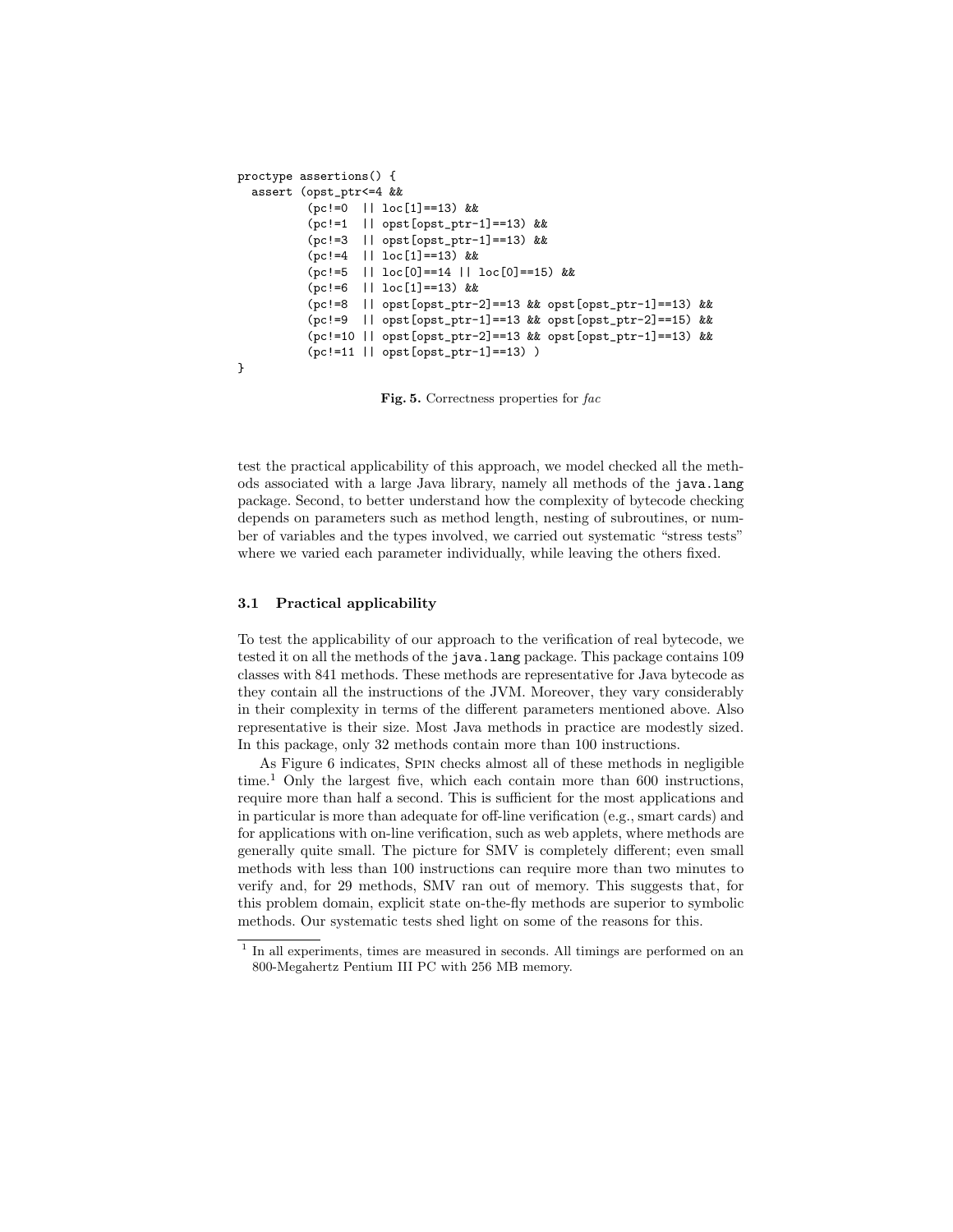```
proctype assertions() {
  assert (opst_ptr<=4 &&
          (pc!=0  || loc[1]==13) &&
          (pc!=1  || opst[opst_ptr-1]==13) &&
          (pc!=3  || opst[opst_ptr-1]==13) &&
          (pc!=4  || loc[1]==13) &&
          (pc!=5  || loc[0]==14 || loc[0]==15) &&
          (pc!=6  || loc[1]==13) &&
          (pc!=8  || opst[opst_ptr-2]==13 && opst[opst_ptr-1]==13) &&
          (pc!=9  || opst[opst_ptr-1]==13 && opst[opst_ptr-2]==15) &&
          (pc!=10 || opst[opst_ptr-2]==13 && opst[opst_ptr-1]==13) &&
          (pc!=11 || opst[opst_ptr-1]==13) )
}
```

**Fig. 5.** Correctness properties for *fac*

test the practical applicability of this approach, we model checked all the methods associated with a large Java library, namely all methods of the `java.lang` package. Second, to better understand how the complexity of bytecode checking depends on parameters such as method length, nesting of subroutines, or number of variables and the types involved, we carried out systematic "stress tests" where we varied each parameter individually, while leaving the others fixed.

### 3.1 Practical applicability

To test the applicability of our approach to the verification of real bytecode, we tested it on all the methods of the `java.lang` package. This package contains 109 classes with 841 methods. These methods are representative for Java bytecode as they contain all the instructions of the JVM. Moreover, they vary considerably in their complexity in terms of the different parameters mentioned above. Also representative is their size. Most Java methods in practice are modestly sized. In this package, only 32 methods contain more than 100 instructions.

As Figure 6 indicates, Spin checks almost all of these methods in negligible time.[1] Only the largest five, which each contain more than 600 instructions, require more than half a second. This is sufficient for the most applications and in particular is more than adequate for off-line verification (e.g., smart cards) and for applications with on-line verification, such as web applets, where methods are generally quite small. The picture for SMV is completely different; even small methods with less than 100 instructions can require more than two minutes to verify and, for 29 methods, SMV ran out of memory. This suggests that, for this problem domain, explicit state on-the-fly methods are superior to symbolic methods. Our systematic tests shed light on some of the reasons for this.

[1] In all experiments, times are measured in seconds. All timings are performed on an 800-Megahertz Pentium III PC with 256 MB memory.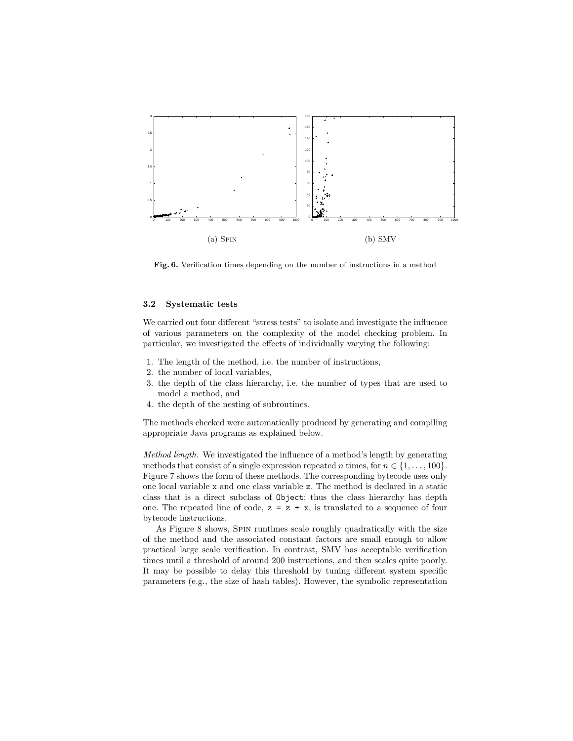(a) Spin

(b) SMV

**Fig. 6.** Verification times depending on the number of instructions in a method

### 3.2 Systematic tests

We carried out four different "stress tests" to isolate and investigate the influence of various parameters on the complexity of the model checking problem. In particular, we investigated the effects of individually varying the following:

1. The length of the method, i.e. the number of instructions,
2. the number of local variables,
3. the depth of the class hierarchy, i.e. the number of types that are used to model a method, and
4. the depth of the nesting of subroutines.

The methods checked were automatically produced by generating and compiling appropriate Java programs as explained below.

*Method length.* We investigated the influence of a method's length by generating methods that consist of a single expression repeated $n$ times, for $n \in \{1, \ldots, 100\}$. Figure 7 shows the form of these methods. The corresponding bytecode uses only one local variable `x` and one class variable `z`. The method is declared in a static class that is a direct subclass of `Object`; thus the class hierarchy has depth one. The repeated line of code, `z = z + x`, is translated to a sequence of four bytecode instructions.

As Figure 8 shows, Spin runtimes scale roughly quadratically with the size of the method and the associated constant factors are small enough to allow practical large scale verification. In contrast, SMV has acceptable verification times until a threshold of around 200 instructions, and then scales quite poorly. It may be possible to delay this threshold by tuning different system specific parameters (e.g., the size of hash tables). However, the symbolic representation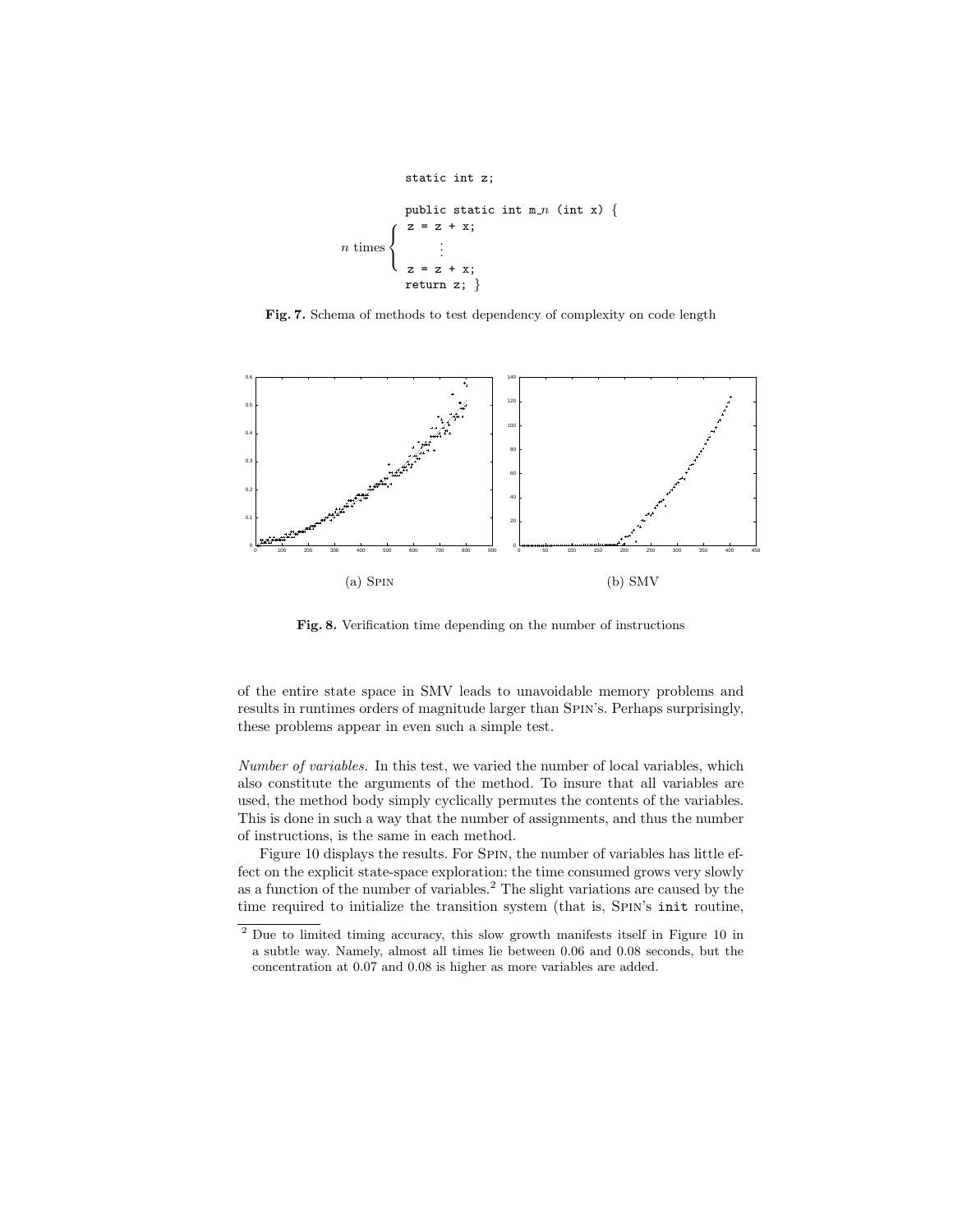```
static int z;

public static int m_n (int x) {
  z = z + x;         ⎫
     ⋮               ⎬ n times
  z = z + x;         ⎭
  return z; }
```

**Fig. 7.** Schema of methods to test dependency of complexity on code length

(a) Spin (b) SMV

**Fig. 8.** Verification time depending on the number of instructions

of the entire state space in SMV leads to unavoidable memory problems and results in runtimes orders of magnitude larger than Spin's. Perhaps surprisingly, these problems appear in even such a simple test.

*Number of variables.* In this test, we varied the number of local variables, which also constitute the arguments of the method. To insure that all variables are used, the method body simply cyclically permutes the contents of the variables. This is done in such a way that the number of assignments, and thus the number of instructions, is the same in each method.

Figure 10 displays the results. For Spin, the number of variables has little effect on the explicit state-space exploration: the time consumed grows very slowly as a function of the number of variables.[2] The slight variations are caused by the time required to initialize the transition system (that is, Spin's `init` routine,

[2] Due to limited timing accuracy, this slow growth manifests itself in Figure 10 in a subtle way. Namely, almost all times lie between 0.06 and 0.08 seconds, but the concentration at 0.07 and 0.08 is higher as more variables are added.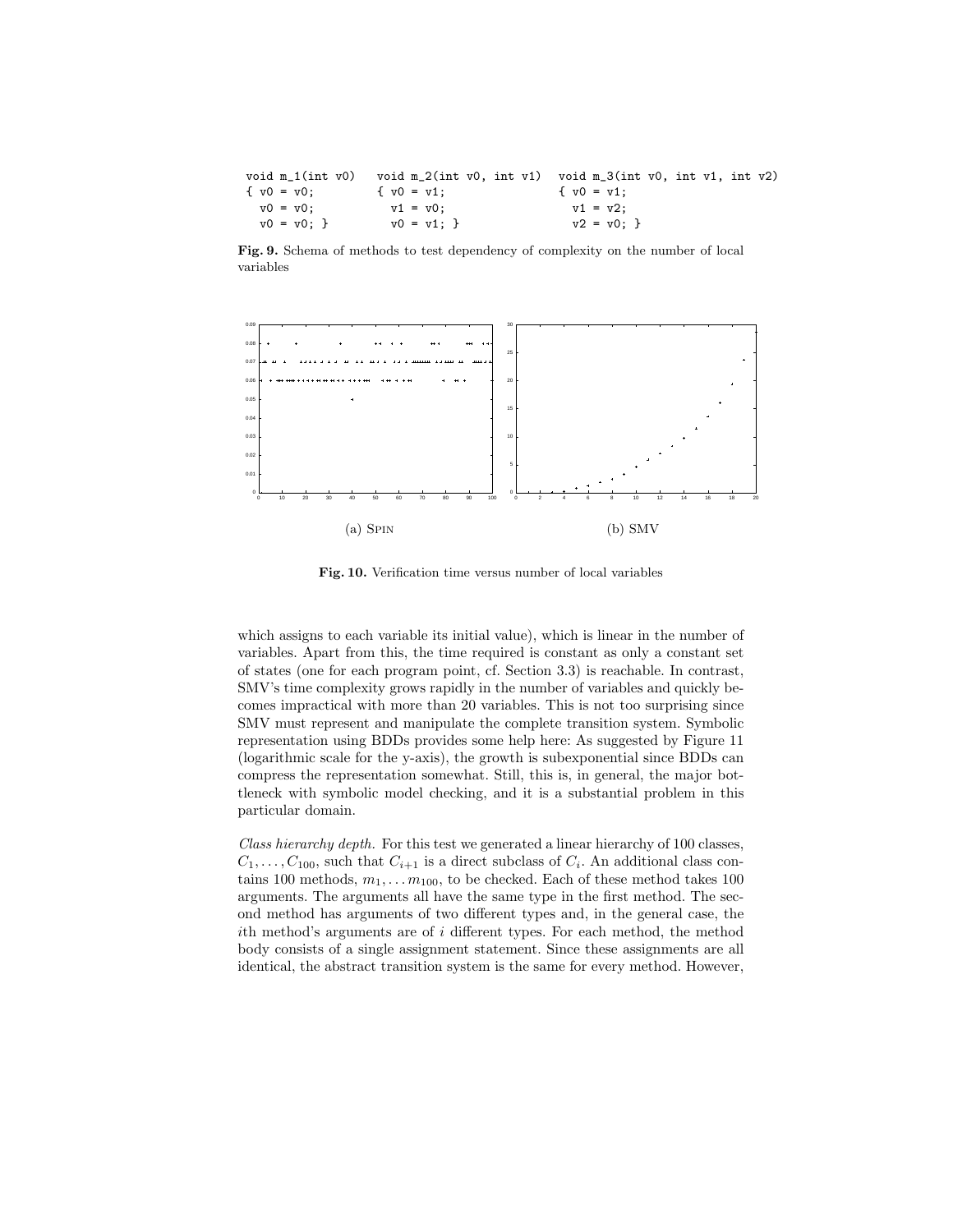```
void m_1(int v0)    void m_2(int v0, int v1)   void m_3(int v0, int v1, int v2)
{ v0 = v0;          { v0 = v1;                 { v0 = v1;
  v0 = v0;            v1 = v0;                   v1 = v2;
  v0 = v0; }          v0 = v1; }                 v2 = v0; }
```

**Fig. 9.** Schema of methods to test dependency of complexity on the number of local variables

(a) Spin (b) SMV

**Fig. 10.** Verification time versus number of local variables

which assigns to each variable its initial value), which is linear in the number of variables. Apart from this, the time required is constant as only a constant set of states (one for each program point, cf. Section 3.3) is reachable. In contrast, SMV's time complexity grows rapidly in the number of variables and quickly becomes impractical with more than 20 variables. This is not too surprising since SMV must represent and manipulate the complete transition system. Symbolic representation using BDDs provides some help here: As suggested by Figure 11 (logarithmic scale for the y-axis), the growth is subexponential since BDDs can compress the representation somewhat. Still, this is, in general, the major bottleneck with symbolic model checking, and it is a substantial problem in this particular domain.

*Class hierarchy depth.* For this test we generated a linear hierarchy of 100 classes, $C_1, \ldots, C_{100}$, such that $C_{i+1}$ is a direct subclass of $C_i$. An additional class contains 100 methods, $m_1, \ldots m_{100}$, to be checked. Each of these method takes 100 arguments. The arguments all have the same type in the first method. The second method has arguments of two different types and, in the general case, the $i$th method's arguments are of $i$ different types. For each method, the method body consists of a single assignment statement. Since these assignments are all identical, the abstract transition system is the same for every method. However,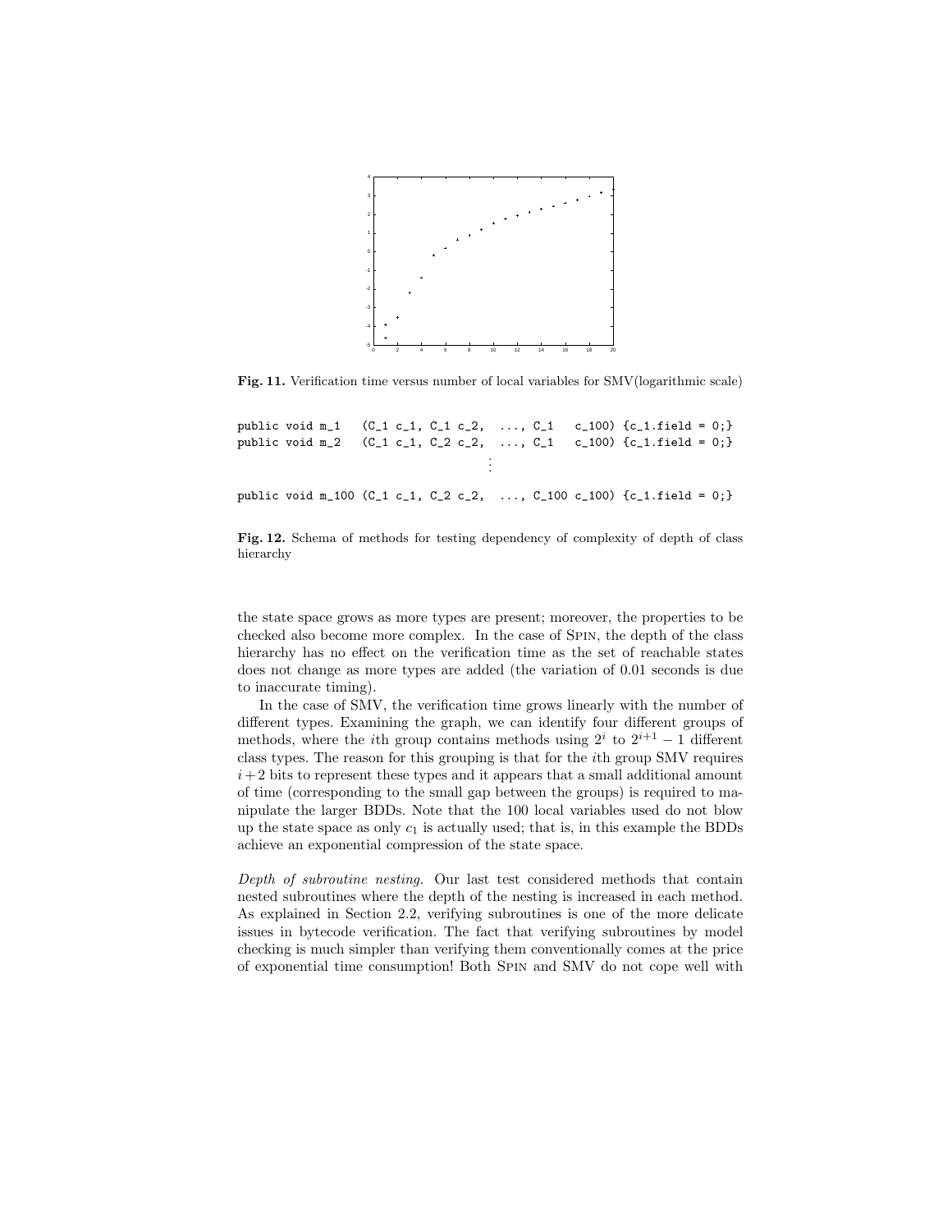**Fig. 11.** Verification time versus number of local variables for SMV(logarithmic scale)

```
public void m_1   (C_1 c_1, C_1 c_2,  ..., C_1   c_100) {c_1.field = 0;}
public void m_2   (C_1 c_1, C_2 c_2,  ..., C_1   c_100) {c_1.field = 0;}
                                   ⋮
public void m_100 (C_1 c_1, C_2 c_2,  ..., C_100 c_100) {c_1.field = 0;}
```

**Fig. 12.** Schema of methods for testing dependency of complexity of depth of class hierarchy

the state space grows as more types are present; moreover, the properties to be checked also become more complex. In the case of Spin, the depth of the class hierarchy has no effect on the verification time as the set of reachable states does not change as more types are added (the variation of 0.01 seconds is due to inaccurate timing).

In the case of SMV, the verification time grows linearly with the number of different types. Examining the graph, we can identify four different groups of methods, where the $i$th group contains methods using $2^i$ to $2^{i+1} - 1$ different class types. The reason for this grouping is that for the $i$th group SMV requires $i+2$ bits to represent these types and it appears that a small additional amount of time (corresponding to the small gap between the groups) is required to manipulate the larger BDDs. Note that the 100 local variables used do not blow up the state space as only $c_1$ is actually used; that is, in this example the BDDs achieve an exponential compression of the state space.

*Depth of subroutine nesting.* Our last test considered methods that contain nested subroutines where the depth of the nesting is increased in each method. As explained in Section 2.2, verifying subroutines is one of the more delicate issues in bytecode verification. The fact that verifying subroutines by model checking is much simpler than verifying them conventionally comes at the price of exponential time consumption! Both Spin and SMV do not cope well with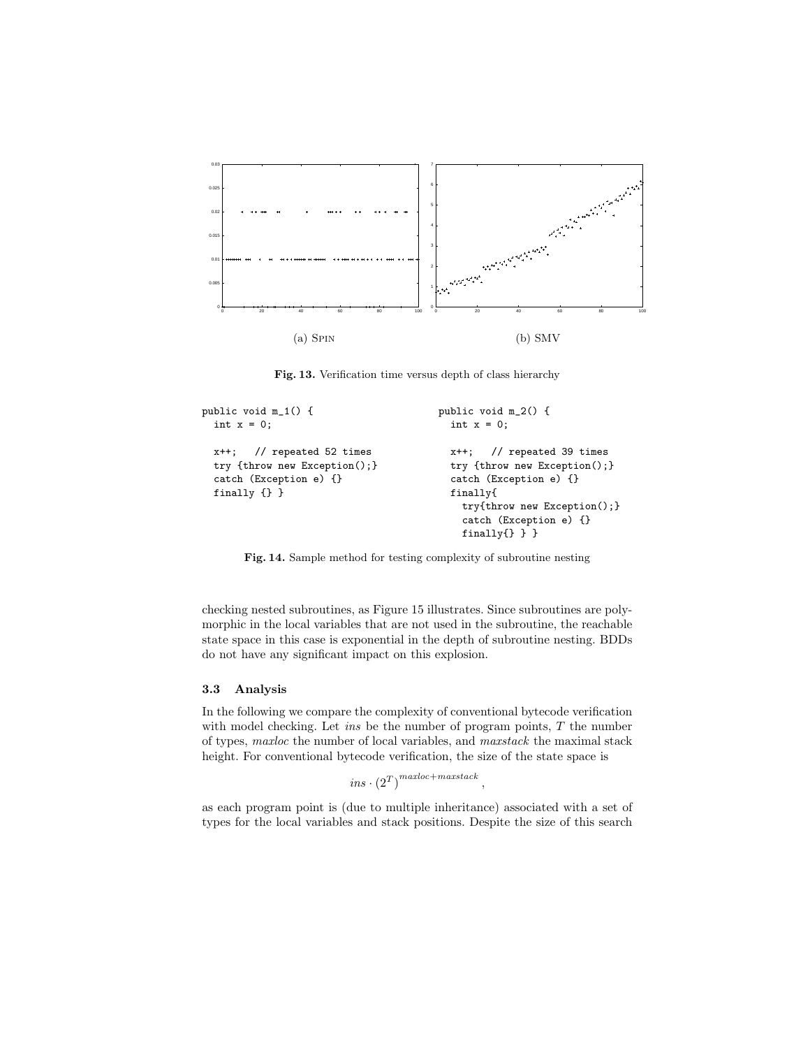(a) Spin

(b) SMV

**Fig. 13.** Verification time versus depth of class hierarchy

```
public void m_1() {
  int x = 0;

  x++;   // repeated 52 times
  try {throw new Exception();}
  catch (Exception e) {}
  finally {} }
```

```
public void m_2() {
  int x = 0;

  x++;   // repeated 39 times
  try {throw new Exception();}
  catch (Exception e) {}
  finally{
    try{throw new Exception();}
    catch (Exception e) {}
    finally{} } }
```

**Fig. 14.** Sample method for testing complexity of subroutine nesting

checking nested subroutines, as Figure 15 illustrates. Since subroutines are polymorphic in the local variables that are not used in the subroutine, the reachable state space in this case is exponential in the depth of subroutine nesting. BDDs do not have any significant impact on this explosion.

### 3.3 Analysis

In the following we compare the complexity of conventional bytecode verification with model checking. Let *ins* be the number of program points, $T$ the number of types, *maxloc* the number of local variables, and *maxstack* the maximal stack height. For conventional bytecode verification, the size of the state space is

$$ins \cdot (2^T)^{maxloc+maxstack},$$

as each program point is (due to multiple inheritance) associated with a set of types for the local variables and stack positions. Despite the size of this search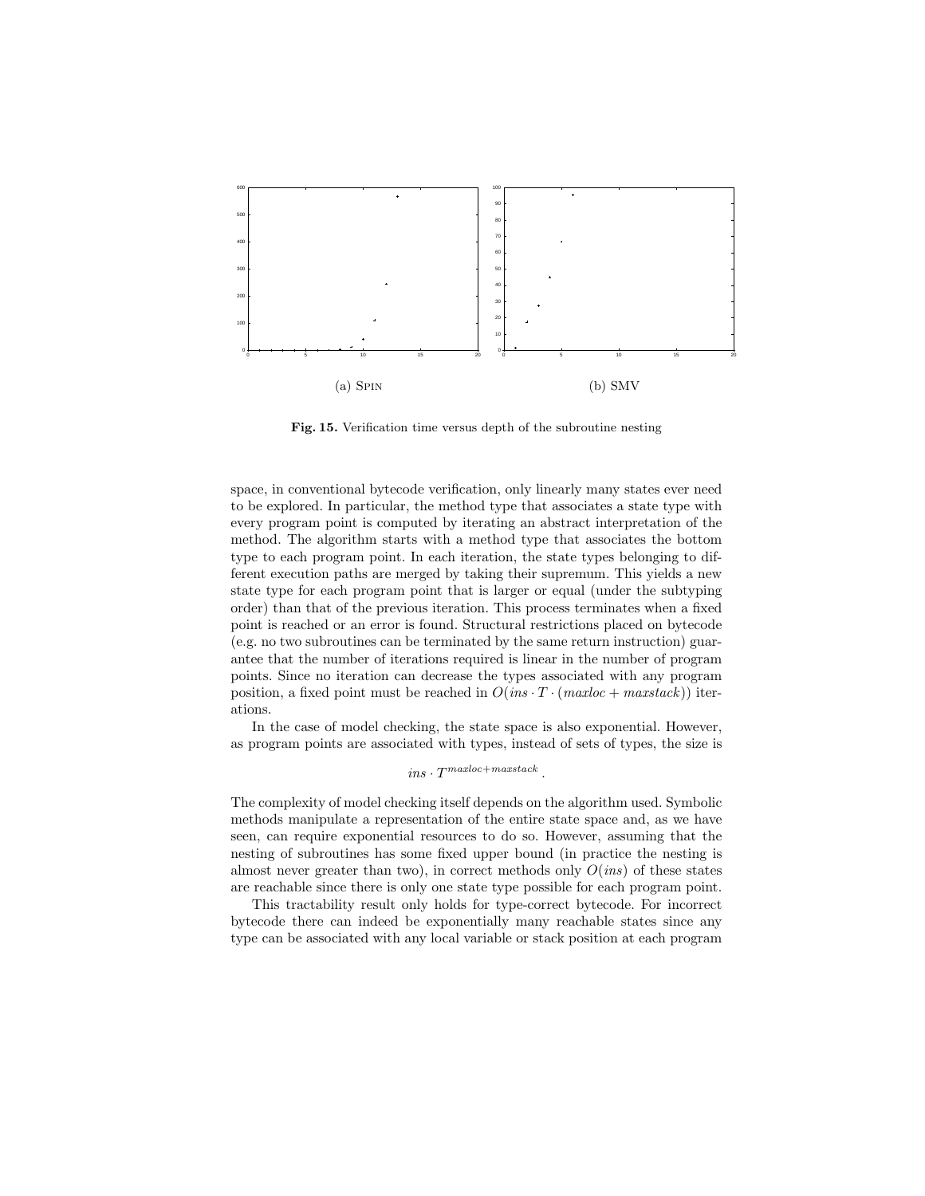600
500
400
300
200
100
0
0 5 10 15 20

(a) Spin

100
90
80
70
60
50
40
30
20
10
0
0 5 10 15 20

(b) SMV

**Fig. 15.** Verification time versus depth of the subroutine nesting

space, in conventional bytecode verification, only linearly many states ever need to be explored. In particular, the method type that associates a state type with every program point is computed by iterating an abstract interpretation of the method. The algorithm starts with a method type that associates the bottom type to each program point. In each iteration, the state types belonging to different execution paths are merged by taking their supremum. This yields a new state type for each program point that is larger or equal (under the subtyping order) than that of the previous iteration. This process terminates when a fixed point is reached or an error is found. Structural restrictions placed on bytecode (e.g. no two subroutines can be terminated by the same return instruction) guarantee that the number of iterations required is linear in the number of program points. Since no iteration can decrease the types associated with any program position, a fixed point must be reached in $O(ins \cdot T \cdot (maxloc + maxstack))$ iterations.

In the case of model checking, the state space is also exponential. However, as program points are associated with types, instead of sets of types, the size is

$$ins \cdot T^{maxloc+maxstack} .$$

The complexity of model checking itself depends on the algorithm used. Symbolic methods manipulate a representation of the entire state space and, as we have seen, can require exponential resources to do so. However, assuming that the nesting of subroutines has some fixed upper bound (in practice the nesting is almost never greater than two), in correct methods only $O(ins)$ of these states are reachable since there is only one state type possible for each program point.

This tractability result only holds for type-correct bytecode. For incorrect bytecode there can indeed be exponentially many reachable states since any type can be associated with any local variable or stack position at each program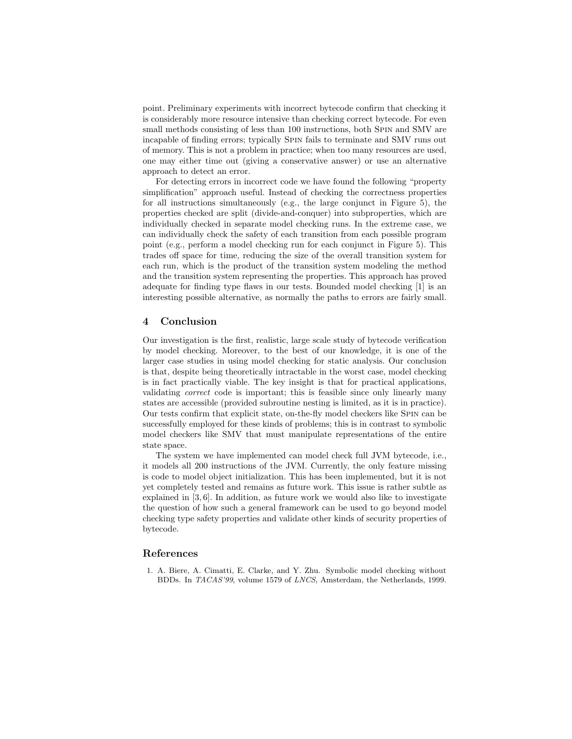point. Preliminary experiments with incorrect bytecode confirm that checking it is considerably more resource intensive than checking correct bytecode. For even small methods consisting of less than 100 instructions, both Spin and SMV are incapable of finding errors; typically Spin fails to terminate and SMV runs out of memory. This is not a problem in practice; when too many resources are used, one may either time out (giving a conservative answer) or use an alternative approach to detect an error.

For detecting errors in incorrect code we have found the following "property simplification" approach useful. Instead of checking the correctness properties for all instructions simultaneously (e.g., the large conjunct in Figure 5), the properties checked are split (divide-and-conquer) into subproperties, which are individually checked in separate model checking runs. In the extreme case, we can individually check the safety of each transition from each possible program point (e.g., perform a model checking run for each conjunct in Figure 5). This trades off space for time, reducing the size of the overall transition system for each run, which is the product of the transition system modeling the method and the transition system representing the properties. This approach has proved adequate for finding type flaws in our tests. Bounded model checking [1] is an interesting possible alternative, as normally the paths to errors are fairly small.

## 4 Conclusion

Our investigation is the first, realistic, large scale study of bytecode verification by model checking. Moreover, to the best of our knowledge, it is one of the larger case studies in using model checking for static analysis. Our conclusion is that, despite being theoretically intractable in the worst case, model checking is in fact practically viable. The key insight is that for practical applications, validating *correct* code is important; this is feasible since only linearly many states are accessible (provided subroutine nesting is limited, as it is in practice). Our tests confirm that explicit state, on-the-fly model checkers like Spin can be successfully employed for these kinds of problems; this is in contrast to symbolic model checkers like SMV that must manipulate representations of the entire state space.

The system we have implemented can model check full JVM bytecode, i.e., it models all 200 instructions of the JVM. Currently, the only feature missing is code to model object initialization. This has been implemented, but it is not yet completely tested and remains as future work. This issue is rather subtle as explained in [3, 6]. In addition, as future work we would also like to investigate the question of how such a general framework can be used to go beyond model checking type safety properties and validate other kinds of security properties of bytecode.

## References

1. A. Biere, A. Cimatti, E. Clarke, and Y. Zhu. Symbolic model checking without BDDs. In *TACAS'99*, volume 1579 of *LNCS*, Amsterdam, the Netherlands, 1999.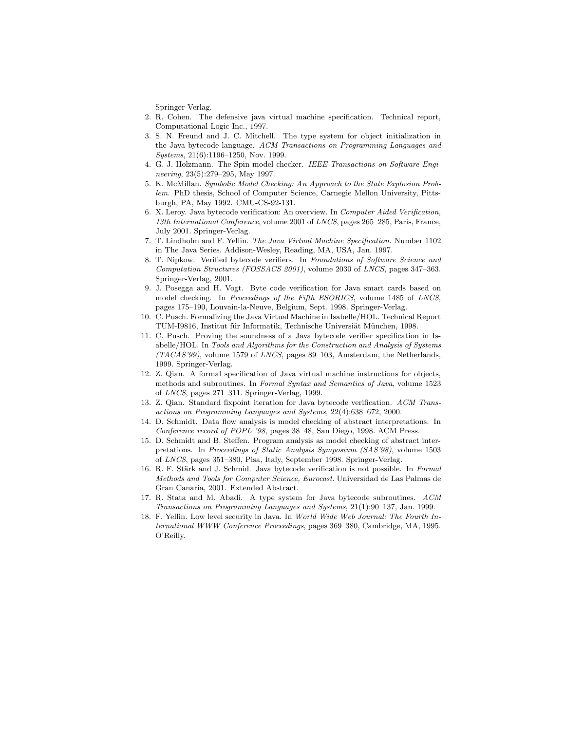Springer-Verlag.

2. R. Cohen. The defensive java virtual machine specification. Technical report, Computational Logic Inc., 1997.
3. S. N. Freund and J. C. Mitchell. The type system for object initialization in the Java bytecode language. *ACM Transactions on Programming Languages and Systems*, 21(6):1196–1250, Nov. 1999.
4. G. J. Holzmann. The Spin model checker. *IEEE Transactions on Software Engineering*, 23(5):279–295, May 1997.
5. K. McMillan. *Symbolic Model Checking: An Approach to the State Explosion Problem.* PhD thesis, School of Computer Science, Carnegie Mellon University, Pittsburgh, PA, May 1992. CMU-CS-92-131.
6. X. Leroy. Java bytecode verification: An overview. In *Computer Aided Verification, 13th International Conference*, volume 2001 of *LNCS*, pages 265–285, Paris, France, July 2001. Springer-Verlag.
7. T. Lindholm and F. Yellin. *The Java Virtual Machine Specification*. Number 1102 in The Java Series. Addison-Wesley, Reading, MA, USA, Jan. 1997.
8. T. Nipkow. Verified bytecode verifiers. In *Foundations of Software Science and Computation Structures (FOSSACS 2001)*, volume 2030 of *LNCS*, pages 347–363. Springer-Verlag, 2001.
9. J. Posegga and H. Vogt. Byte code verification for Java smart cards based on model checking. In *Proceedings of the Fifth ESORICS*, volume 1485 of *LNCS*, pages 175–190, Louvain-la-Neuve, Belgium, Sept. 1998. Springer-Verlag.
10. C. Pusch. Formalizing the Java Virtual Machine in Isabelle/HOL. Technical Report TUM-I9816, Institut für Informatik, Technische Universiät München, 1998.
11. C. Pusch. Proving the soundness of a Java bytecode verifier specification in Isabelle/HOL. In *Tools and Algorithms for the Construction and Analysis of Systems (TACAS'99)*, volume 1579 of *LNCS*, pages 89–103, Amsterdam, the Netherlands, 1999. Springer-Verlag.
12. Z. Qian. A formal specification of Java virtual machine instructions for objects, methods and subroutines. In *Formal Syntax and Semantics of Java*, volume 1523 of *LNCS*, pages 271–311. Springer-Verlag, 1999.
13. Z. Qian. Standard fixpoint iteration for Java bytecode verification. *ACM Transactions on Programming Languages and Systems*, 22(4):638–672, 2000.
14. D. Schmidt. Data flow analysis is model checking of abstract interpretations. In *Conference record of POPL '98*, pages 38–48, San Diego, 1998. ACM Press.
15. D. Schmidt and B. Steffen. Program analysis as model checking of abstract interpretations. In *Proceedings of Static Analysis Symposium (SAS'98)*, volume 1503 of *LNCS*, pages 351–380, Pisa, Italy, September 1998. Springer-Verlag.
16. R. F. Stärk and J. Schmid. Java bytecode verification is not possible. In *Formal Methods and Tools for Computer Science, Eurocast*. Universidad de Las Palmas de Gran Canaria, 2001. Extended Abstract.
17. R. Stata and M. Abadi. A type system for Java bytecode subroutines. *ACM Transactions on Programming Languages and Systems*, 21(1):90–137, Jan. 1999.
18. F. Yellin. Low level security in Java. In *World Wide Web Journal: The Fourth International WWW Conference Proceedings*, pages 369–380, Cambridge, MA, 1995. O'Reilly.